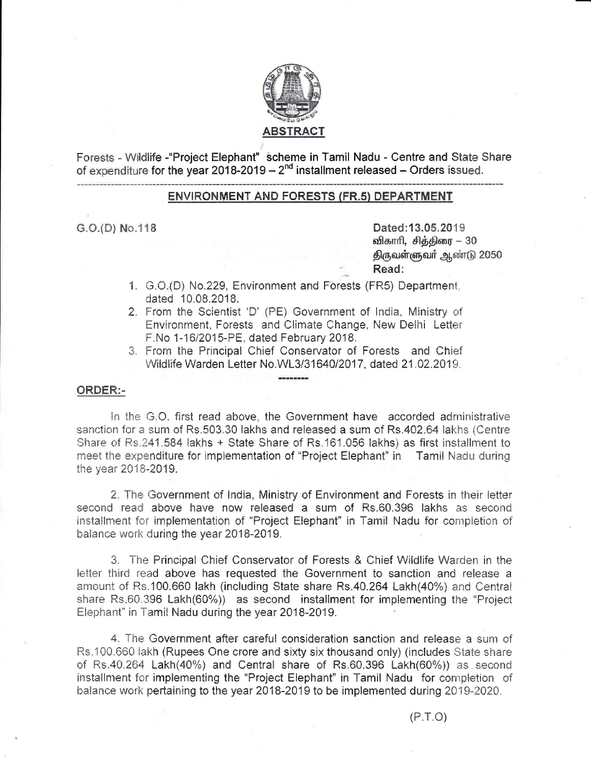## ABSTRACT

Forests - Wildlife -"Project Elephant" scheme in Tamil Nadu - Centre and State Share of expenditure for the year 2018-2019 – 2nd installment released – Orders issued.

---

### ENVIRONMENT AND FORESTS (FR.5) DEPARTMENT

G.O.(D) No.118

Dated:13.05.2019
விகாரி, சித்திரை – 30
திருவள்ளுவர் ஆண்டு 2050
Read:

1. G.O.(D) No.229, Environment and Forests (FR5) Department, dated 10.08.2018.
2. From the Scientist 'D' (PE) Government of India, Ministry of Environment, Forests and Climate Change, New Delhi Letter F.No 1-16/2015-PE, dated February 2018.
3. From the Principal Chief Conservator of Forests and Chief Wildlife Warden Letter No.WL3/31640/2017, dated 21.02.2019.

---

**ORDER:-**

In the G.O. first read above, the Government have accorded administrative sanction for a sum of Rs.503.30 lakhs and released a sum of Rs.402.64 lakhs (Centre Share of Rs.241.584 lakhs + State Share of Rs.161.056 lakhs) as first installment to meet the expenditure for implementation of "Project Elephant" in Tamil Nadu during the year 2018-2019.

2. The Government of India, Ministry of Environment and Forests in their letter second read above have now released a sum of Rs.60.396 lakhs as second installment for implementation of "Project Elephant" in Tamil Nadu for completion of balance work during the year 2018-2019.

3. The Principal Chief Conservator of Forests & Chief Wildlife Warden in the letter third read above has requested the Government to sanction and release a amount of Rs.100.660 lakh (including State share Rs.40.264 Lakh(40%) and Central share Rs.60.396 Lakh(60%)) as second installment for implementing the "Project Elephant" in Tamil Nadu during the year 2018-2019.

4. The Government after careful consideration sanction and release a sum of Rs.100.660 lakh (Rupees One crore and sixty six thousand only) (includes State share of Rs.40.264 Lakh(40%) and Central share of Rs.60.396 Lakh(60%)) as second installment for implementing the "Project Elephant" in Tamil Nadu for completion of balance work pertaining to the year 2018-2019 to be implemented during 2019-2020.

(P.T.O)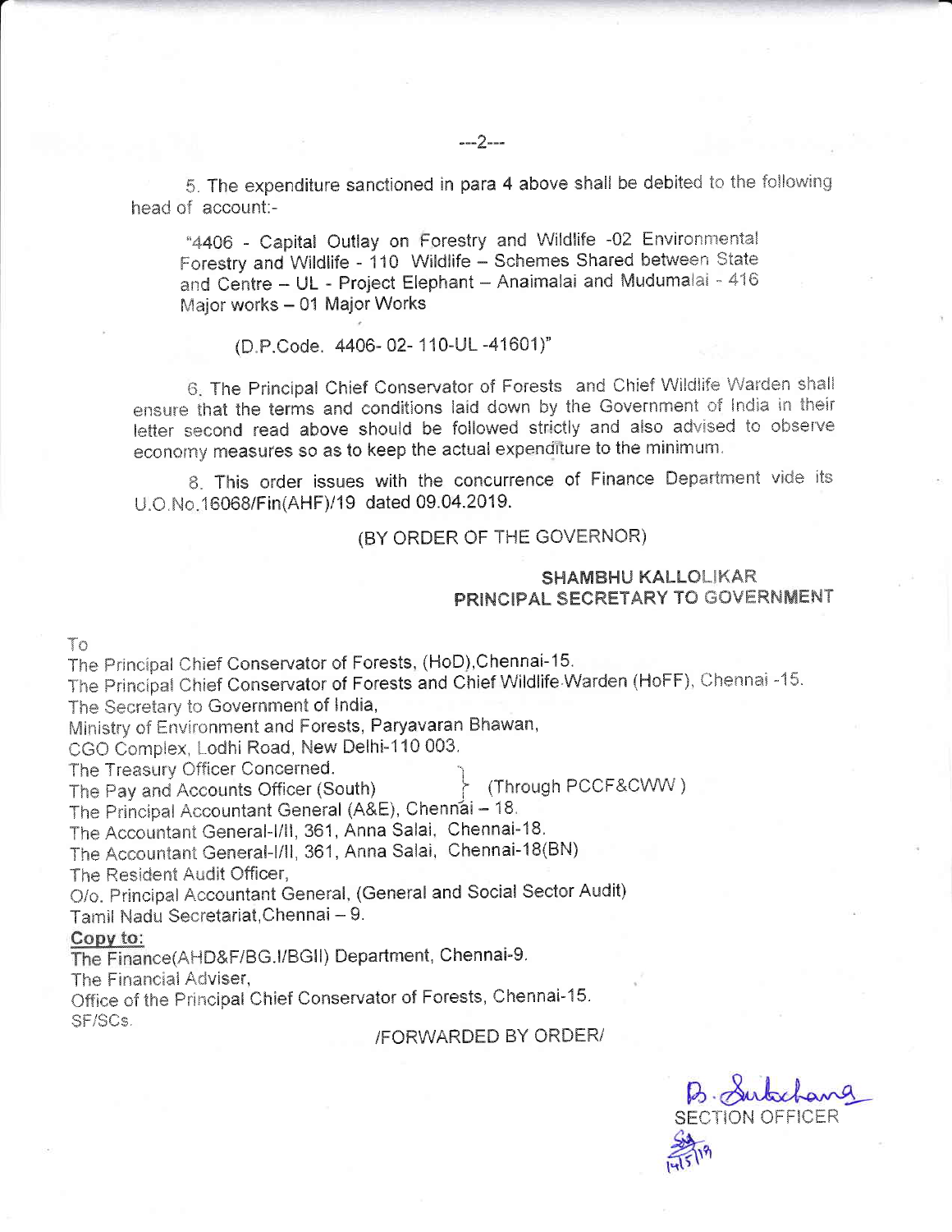5. The expenditure sanctioned in para 4 above shall be debited to the following head of account:-

"4406 - Capital Outlay on Forestry and Wildlife -02 Environmental Forestry and Wildlife - 110 Wildlife – Schemes Shared between State and Centre – UL - Project Elephant – Anaimalai and Mudumalai - 416 Major works – 01 Major Works

(D.P.Code. 4406- 02- 110-UL -41601)"

6. The Principal Chief Conservator of Forests and Chief Wildlife Warden shall ensure that the terms and conditions laid down by the Government of India in their letter second read above should be followed strictly and also advised to observe economy measures so as to keep the actual expenditure to the minimum.

8. This order issues with the concurrence of Finance Department vide its U.O.No.16068/Fin(AHF)/19 dated 09.04.2019.

(BY ORDER OF THE GOVERNOR)

**SHAMBHU KALLOLIKAR**
**PRINCIPAL SECRETARY TO GOVERNMENT**

To
The Principal Chief Conservator of Forests, (HoD),Chennai-15.
The Principal Chief Conservator of Forests and Chief Wildlife Warden (HoFF), Chennai -15.
The Secretary to Government of India,
Ministry of Environment and Forests, Paryavaran Bhawan,
CGO Complex, Lodhi Road, New Delhi-110 003.
The Treasury Officer Concerned.
The Pay and Accounts Officer (South) } (Through PCCF&CWW )
The Principal Accountant General (A&E), Chennai – 18.
The Accountant General-I/II, 361, Anna Salai, Chennai-18.
The Accountant General-I/II, 361, Anna Salai, Chennai-18(BN)
The Resident Audit Officer,
O/o. Principal Accountant General, (General and Social Sector Audit)
Tamil Nadu Secretariat,Chennai – 9.

**Copy to:**
The Finance(AHD&F/BG.I/BGII) Department, Chennai-9.
The Financial Adviser,
Office of the Principal Chief Conservator of Forests, Chennai-15.
SF/SCs.

/FORWARDED BY ORDER/

B. Subchana
SECTION OFFICER
14/5/19